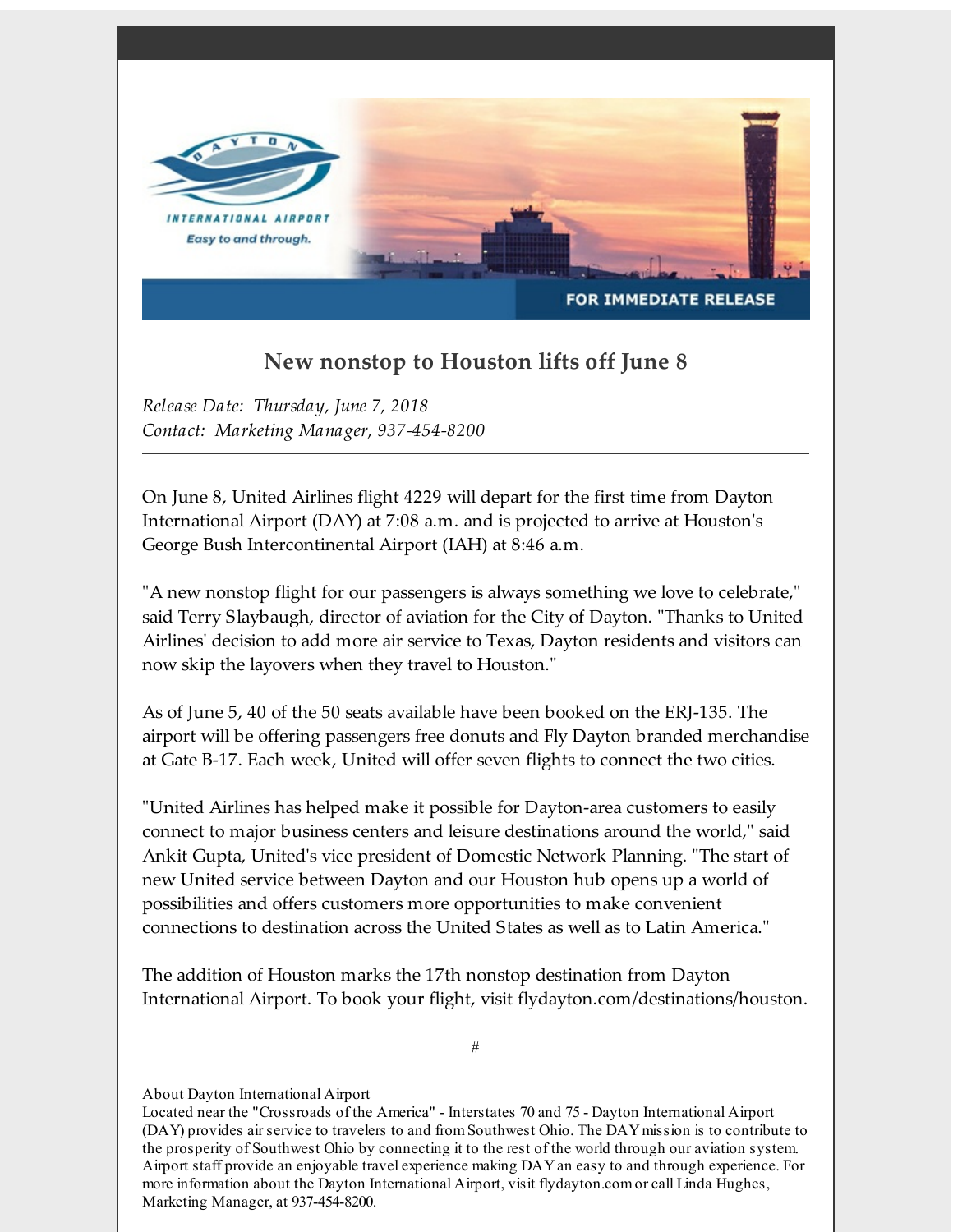DAYTON INTERNATIONAL AIRPORT

Easy to and through.

FOR IMMEDIATE RELEASE

## New nonstop to Houston lifts off June 8

*Release Date: Thursday, June 7, 2018*
*Contact: Marketing Manager, 937-454-8200*

---

On June 8, United Airlines flight 4229 will depart for the first time from Dayton International Airport (DAY) at 7:08 a.m. and is projected to arrive at Houston's George Bush Intercontinental Airport (IAH) at 8:46 a.m.

"A new nonstop flight for our passengers is always something we love to celebrate," said Terry Slaybaugh, director of aviation for the City of Dayton. "Thanks to United Airlines' decision to add more air service to Texas, Dayton residents and visitors can now skip the layovers when they travel to Houston."

As of June 5, 40 of the 50 seats available have been booked on the ERJ-135. The airport will be offering passengers free donuts and Fly Dayton branded merchandise at Gate B-17. Each week, United will offer seven flights to connect the two cities.

"United Airlines has helped make it possible for Dayton-area customers to easily connect to major business centers and leisure destinations around the world," said Ankit Gupta, United's vice president of Domestic Network Planning. "The start of new United service between Dayton and our Houston hub opens up a world of possibilities and offers customers more opportunities to make convenient connections to destination across the United States as well as to Latin America."

The addition of Houston marks the 17th nonstop destination from Dayton International Airport. To book your flight, visit flydayton.com/destinations/houston.

#

About Dayton International Airport
Located near the "Crossroads of the America" - Interstates 70 and 75 - Dayton International Airport (DAY) provides air service to travelers to and from Southwest Ohio. The DAY mission is to contribute to the prosperity of Southwest Ohio by connecting it to the rest of the world through our aviation system. Airport staff provide an enjoyable travel experience making DAY an easy to and through experience. For more information about the Dayton International Airport, visit flydayton.com or call Linda Hughes, Marketing Manager, at 937-454-8200.